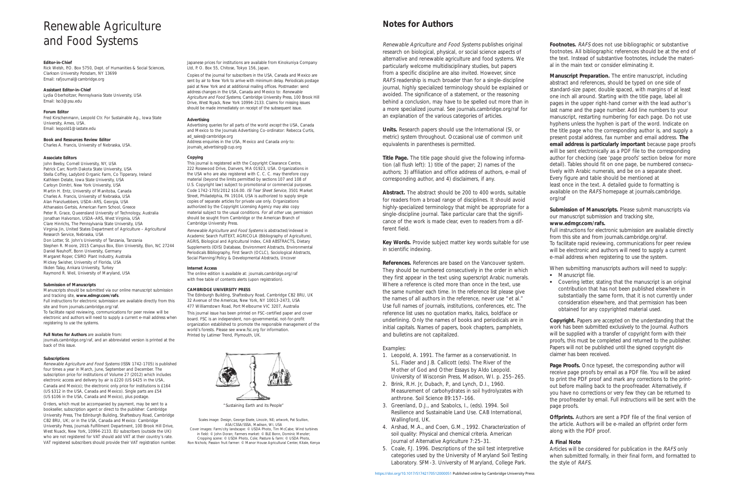# Renewable Agriculture and Food Systems

**Editor-in-Chief**
Rick Welsh, P.O. Box 5750, Dept. of Humanities & Social Sciences, Clarkson University Potsdam, NY 13699
Email: rafjournal@cambridge.org

**Assistant Editor-in-Chief**
Lydia Oberholtzer, Pennsylvania State University, USA
Email: lso3@psu.edu

**Forum Editor**
Fred Kirschenmann, Leopold Ctr. For Sustainable Ag., Iowa State University, Ames, USA.
Email: leopold1@iastate.edu

**Book and Resources Review Editor**
Charles A. Francis, University of Nebraska, USA.

**Associate Editors**
John Beeby, Cornell University, NY, USA
Patrick Carr, North Dakota State University, USA
Stella Coffey, Ladybird Organic Farm, Co Tipperary, Ireland
Kathleen Delate, Iowa State University, USA
Carloyn Dimitri, New York University, USA
Martin H. Entz, University of Manitoba, Canada
Charles A. Francis, University of Nebraska, USA
Alan Franzluebbers, USDA–ARS, Georgia, USA
Athanasios Gertsis, American Farm School, Greece
Peter R. Grace, Queensland University of Technology, Australia
Jonathan Halvorson, USDA–ARS, West Virginia, USA
Clare Hinrichs, The Pennsylvania State University, USA
Virginia Jin, United States Department of Agriculture – Agricultural Research Service, Nebraska, USA
Don Lotter, St. John's University of Tanzania, Tanzania
Stephen R. Moore, 2015 Campus Box, Elon University, Elon, NC 27244
Daniel Neuhoff, Bonn University, Germany
Margaret Roper, CSIRO Plant Industry, Australia
Mickey Swisher, University of Florida, USA
Ilkden Talay, Ankara University, Turkey
Raymond R. Weil, University of Maryland, USA

**Submission of Manuscripts**
Manuscripts should be submitted via our online manuscript submission and tracking site, **www.edmgr.com/rafs**.
Full instructions for electronic submission are available directly from this site and from journals.cambridge.org/raf.
To facilitate rapid reviewing, communications for peer review will be electronic and authors will need to supply a current e-mail address when registering to use the systems.

**Full Notes for Authors** are available from:
journals.cambridge.org/raf, and an abbreviated version is printed at the back of this issue.

**Subscriptions**
*Renewable Agriculture and Food Systems* (ISSN 1742-1705) is published four times a year in March, June, September and December. The subscription price for institutions of Volume 27 (2012) which includes electronic access and delivery by air is £220 (US $425 in the USA, Canada and Mexico); the electronic only price for institutions is £164 (US $312 in the USA, Canada and Mexico). Single parts are £54 (US $106 in the USA, Canada and Mexico), plus postage.

Orders, which must be accompanied by payment, may be sent to a bookseller, subscription agent or direct to the publisher: Cambridge University Press, The Edinburgh Building, Shaftesbury Road, Cambridge CB2 8RU, UK; or in the USA, Canada and Mexico: Cambridge University Press, Journals Fulfillment Department, 100 Brook Hill Drive, West Nuack, New York, 10994-2133. EU subscribers (outside the UK) who are not registered for VAT should add VAT at their country's rate. VAT registered subscribers should provide their VAT registration number.

Japanese prices for institutions are available from Kinokuniya Company Ltd, P.O. Box 55, Chitose, Tokyo 156, Japan.

Copies of the journal for subscribers in the USA, Canada and Mexico are sent by air to New York to arrive with minimum delay. Periodicals postage paid at New York and at additional mailing offices. Postmaster: send address changes in the USA, Canada and Mexico to: *Renewable Agriculture and Food Systems*, Cambridge University Press, 100 Brook Hill Drive, West Nyack, New York 10994-2133. Claims for missing issues should be made immediately on receipt of the subsequent issue.

**Advertising**
Advertising queries for all parts of the world *except* the USA, Canada and Mexico to the Journals Advertising Co-ordinator: Rebecca Curtis, ad_sales@cambridge.org
Address enquiries in the USA, Mexico and Canada *only* to: journals_advertising@cup.org

**Copying**
This journal is registered with the Copyright Clearance Centre, 222 Rosewood Drive, Danvers, MA 01923, USA. Organizations in the USA who are also registered with C. C. C. may therefore copy material (beyond the limits permitted by sections 107 and 108 of U.S. Copyright law) subject to promotional or commercial purposes. Code 1742-1705/2012 $16.00. *ISI Tear Sheet Service*, 3501 Market Street, Philadelphia, PA 19104, USA is authorized to supply single copies of separate articles for private use only. Organizations authorized by the Copyright Licensing Agency may also copy material subject to the usual conditions. *For all other use*, permission should be sought from Cambridge or the American Branch of Cambridge University Press.

*Renewable Agriculture and Food Systems* is abstracted/indexed in Academic Search FullTEXT, AGRICOLA (Bibliography of Agriculture), AGRIS, Biological and Agricultural Index, CAB ABSTRACTS, Dietary Supplements (IDIS) Database, Environment Abstracts, Environmental Periodicals Bibliography, First Search (OCLC), Sociological Abstracts, Social Planning/Policy & Developmental Abstracts, Uncover

**Internet Access**
The online edition is available at: journals.cambridge.org/raf with free table of contents alerts (upon registration).

**CAMBRIDGE UNIVERSITY PRESS**
The Edinburgh Building, Shaftesbury Road, Cambridge CB2 8RU, UK
32 Avenue of the Americas, New York, NY 10013-2473, USA
477 Williamstown Road, Port Melbourne VIC 3207, Australia

This journal issue has been printed on FSC-certified paper and cover board. FSC is an independent, non-governmental, not-for-profit organization established to promote the responsible management of the world's forests. Please see www.fsc.org for information.
Printed by Latimer Trend, Plymouth, UK.

"Sustaining Earth and its People"

Scales image: Design, George Eisele, Lincoln, NE; artwork, Pat Scullion, ASA/CSSA/SSSA, Madison, WI, USA
Cover images: Farm/city landscape: © USDA Photo, Tim McCabe; Wind turbines in field: © John Doran; Farmers market: © BLE Bonn, Dominic Menzler; Cropping scene: © USDA Photo, Cole; Pasture & farm: © USDA Photo, Ron Nichols; Passion fruit farmer: © Manor House Agricultural Center, Kitale, Kenya

## Notes for Authors

*Renewable Agriculture and Food Systems* publishes original research on biological, physical, or social science aspects of alternative and renewable agriculture and food systems. We particularly welcome multidisciplinary studies, but papers from a specific discipline are also invited. However, since *RAFS* readership is much broader than for a single-discipline journal, highly specialized terminology should be explained or avoided. The significance of a statement, or the reasoning behind a conclusion, may have to be spelled out more than in a more specialized journal. See journals.cambridge.org/raf for an explanation of the various categories of articles.

**Units.** Research papers should use the International (SI, or metric) system throughout. Occasional use of common unit equivalents in parentheses is permitted.

**Title Page.** The title page should give the following information (all flush left): 1) title of the paper; 2) names of the authors; 3) affiliation and office address of authors, e-mail of corresponding author, and 4) disclaimers, if any.

**Abstract.** The abstract should be 200 to 400 words, suitable for readers from a broad range of disciplines. It should avoid highly-specialized terminology that might be appropriate for a single-discipline journal. Take particular care that the significance of the work is made clear, even to readers from a different field.

**Key Words.** Provide subject matter key words suitable for use in scientific indexing.

**References.** References are based on the Vancouver system. They should be numbered consecutively in the order in which they first appear in the text using superscript Arabic numerals. Where a reference is cited more than once in the text, use the same number each time. In the reference list please give the names of all authors in the reference, never use "et al." Use full names of journals, institutions, conferences, etc. The reference list uses no quotation marks, italics, boldface or underlining. Only the names of books and periodicals are in initial capitals. Names of papers, book chapters, pamphlets, and bulletins are not capitalized.

Examples:

1. Leopold, A. 1991. The farmer as a conservationist. In S.L. Flader and J.B. Callicott (eds). The River of the Mother of God and Other Essays by Aldo Leopold. University of Wisconsin Press, Madison, WI. p. 255–265.
2. Brink, R.H. Jr, Dubach, P., and Lynch, D.I., 1960. Measurement of carbohydrates in soil hydrolyzates with anthrone. Soil Science 89:157–166.
3. Greenland, D.J., and Szabolcs, I., (eds). 1994. Soil Resilience and Sustainable Land Use. CAB International, Wallingford, UK.
4. Arshad, M.A., and Coen, G.M., 1992. Characterization of soil quality: Physical and chemical criteria. American Journal of Alternative Agriculture 7:25–31.
5. Coale, F.J. 1996. Descriptions of the soil test interpretive categories used by the University of Maryland Soil Testing Laboratory. SFM-3. University of Maryland, College Park.

**Footnotes.** *RAFS* does not use bibliographic or substantive footnotes. All bibliographic references should be at the end of the text. Instead of substantive footnotes, include the material in the main text or consider eliminating it.

**Manuscript Preparation.** The entire manuscript, including abstract and references, should be typed on one side of standard-size paper, double spaced, with margins of at least one inch all around. Starting with the title page, label all pages in the upper right-hand corner with the lead author's last name and the page number. Add line numbers to your manuscript, restarting numbering for each page. Do not use hyphens unless the hyphen is part of the word. Indicate on the title page who the corresponding author is, and supply a present postal address, fax number and email address. **The email address is particularly important** because page proofs will be sent electronically as a PDF file to the corresponding author for checking (see 'page proofs' section below for more detail). Tables should fit on one page, be numbered consecutively with Arabic numerals, and be on a separate sheet. Every figure and table should be mentioned at least once in the text. A detailed guide to formatting is available on the *RAFS* homepage at journals.cambridge.org/raf

**Submission of Manuscripts.** Please submit manuscripts via our manuscript submission and tracking site,
**www.edmgr.com/rafs.**
Full instructions for electronic submission are available directly from this site and from journals.cambridge.org/raf.
To facilitate rapid reviewing, communications for peer review will be electronic and authors will need to supply a current e-mail address when registering to use the system.

When submitting manuscripts authors will need to supply:

- Manuscript file.
- Covering letter, stating that the manuscript is an original contribution that has not been published elsewhere in substantially the same form, that it is not currently under consideration elsewhere, and that permission has been obtained for any copyrighted material used.

**Copyright.** Papers are accepted on the understanding that the work has been submitted exclusively to the Journal. Authors will be supplied with a transfer of copyright form with their proofs, this must be completed and returned to the publisher. Papers will not be published until the signed copyright disclaimer has been received.

**Page Proofs.** Once typeset, the corresponding author will receive page proofs by email as a PDF file. You will be asked to print the PDF proof and mark any corrections to the printout before mailing back to the proofreader. Alternatively, if you have no corrections or very few they can be returned to the proofreader by email. Full instructions will be sent with the page proofs.

**Offprints.** Authors are sent a PDF file of the final version of the article. Authors will be e-mailed an offprint order form along with the PDF proof.

### A Final Note

Articles will be considered for publication in the *RAFS* only when submitted formally, in their final form, and formatted to the style of *RAFS*.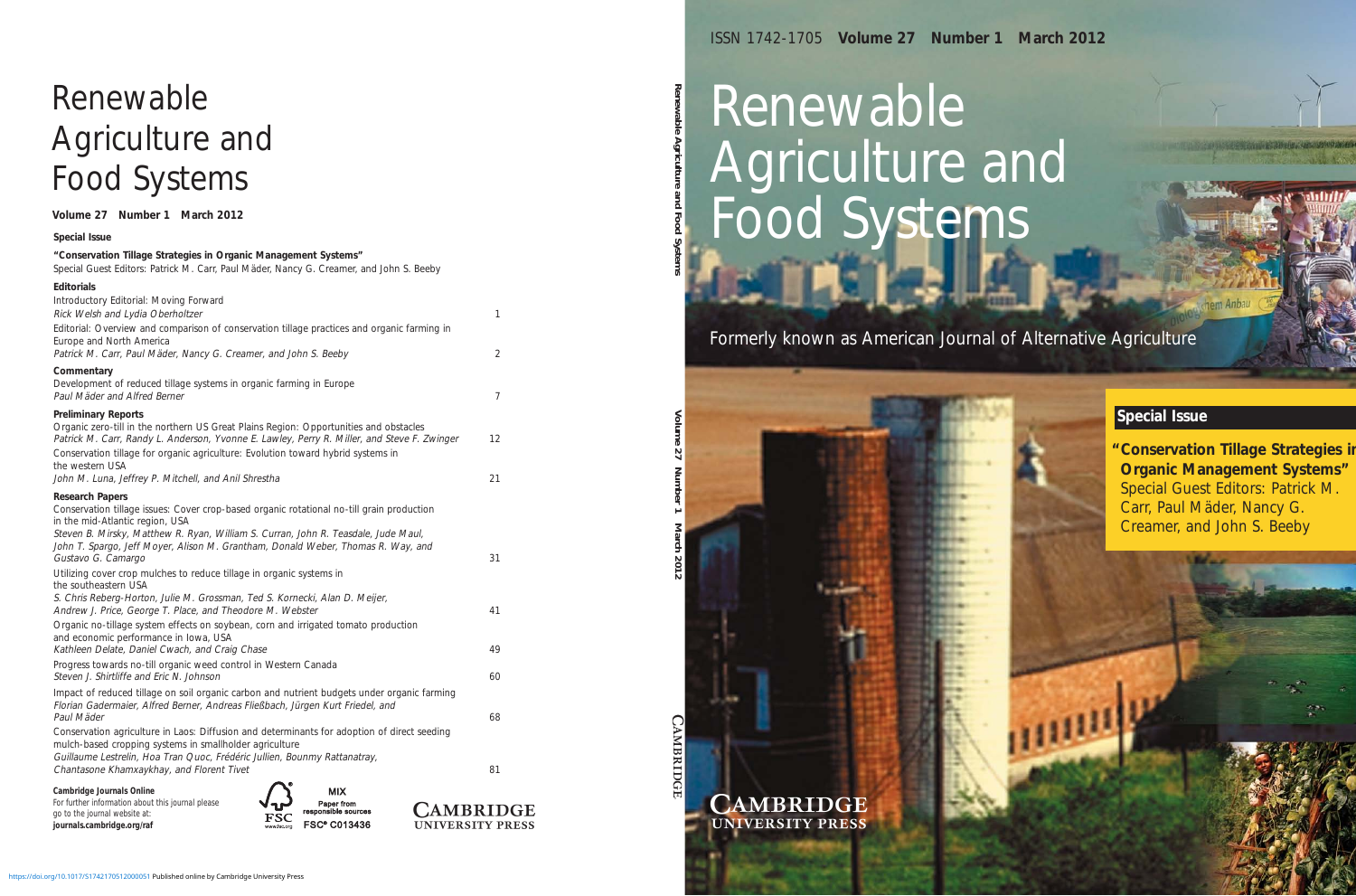# Renewable Agriculture and Food Systems

**Volume 27 Number 1 March 2012**

**Special Issue**

**"Conservation Tillage Strategies in Organic Management Systems"**
Special Guest Editors: Patrick M. Carr, Paul Mäder, Nancy G. Creamer, and John S. Beeby

**Editorials**

Introductory Editorial: Moving Forward
*Rick Welsh and Lydia Oberholtzer* — 1

Editorial: Overview and comparison of conservation tillage practices and organic farming in Europe and North America
*Patrick M. Carr, Paul Mäder, Nancy G. Creamer, and John S. Beeby* — 2

**Commentary**

Development of reduced tillage systems in organic farming in Europe
*Paul Mäder and Alfred Berner* — 7

**Preliminary Reports**

Organic zero-till in the northern US Great Plains Region: Opportunities and obstacles
*Patrick M. Carr, Randy L. Anderson, Yvonne E. Lawley, Perry R. Miller, and Steve F. Zwinger* — 12

Conservation tillage for organic agriculture: Evolution toward hybrid systems in the western USA
*John M. Luna, Jeffrey P. Mitchell, and Anil Shrestha* — 21

**Research Papers**

Conservation tillage issues: Cover crop-based organic rotational no-till grain production in the mid-Atlantic region, USA
*Steven B. Mirsky, Matthew R. Ryan, William S. Curran, John R. Teasdale, Jude Maul, John T. Spargo, Jeff Moyer, Alison M. Grantham, Donald Weber, Thomas R. Way, and Gustavo G. Camargo* — 31

Utilizing cover crop mulches to reduce tillage in organic systems in the southeastern USA
*S. Chris Reberg-Horton, Julie M. Grossman, Ted S. Kornecki, Alan D. Meijer, Andrew J. Price, George T. Place, and Theodore M. Webster* — 41

Organic no-tillage system effects on soybean, corn and irrigated tomato production and economic performance in Iowa, USA
*Kathleen Delate, Daniel Cwach, and Craig Chase* — 49

Progress towards no-till organic weed control in Western Canada
*Steven J. Shirtliffe and Eric N. Johnson* — 60

Impact of reduced tillage on soil organic carbon and nutrient budgets under organic farming
*Florian Gadermaier, Alfred Berner, Andreas Fließbach, Jürgen Kurt Friedel, and Paul Mäder* — 68

Conservation agriculture in Laos: Diffusion and determinants for adoption of direct seeding mulch-based cropping systems in smallholder agriculture
*Guillaume Lestrelin, Hoa Tran Quoc, Frédéric Jullien, Bounmy Rattanatray, Chantasone Khamxaykhay, and Florent Tivet* — 81

**Cambridge Journals Online**
For further information about this journal please go to the journal website at:
**journals.cambridge.org/raf**

MIX
Paper from responsible sources
FSC® C013436

CAMBRIDGE UNIVERSITY PRESS

https://doi.org/10.1017/S1742170512000051 Published online by Cambridge University Press

ISSN 1742-1705 **Volume 27 Number 1 March 2012**

# Renewable Agriculture and Food Systems

Formerly known as American Journal of Alternative Agriculture

**Special Issue**

**"Conservation Tillage Strategies in Organic Management Systems"**
Special Guest Editors: Patrick M. Carr, Paul Mäder, Nancy G. Creamer, and John S. Beeby

CAMBRIDGE UNIVERSITY PRESS